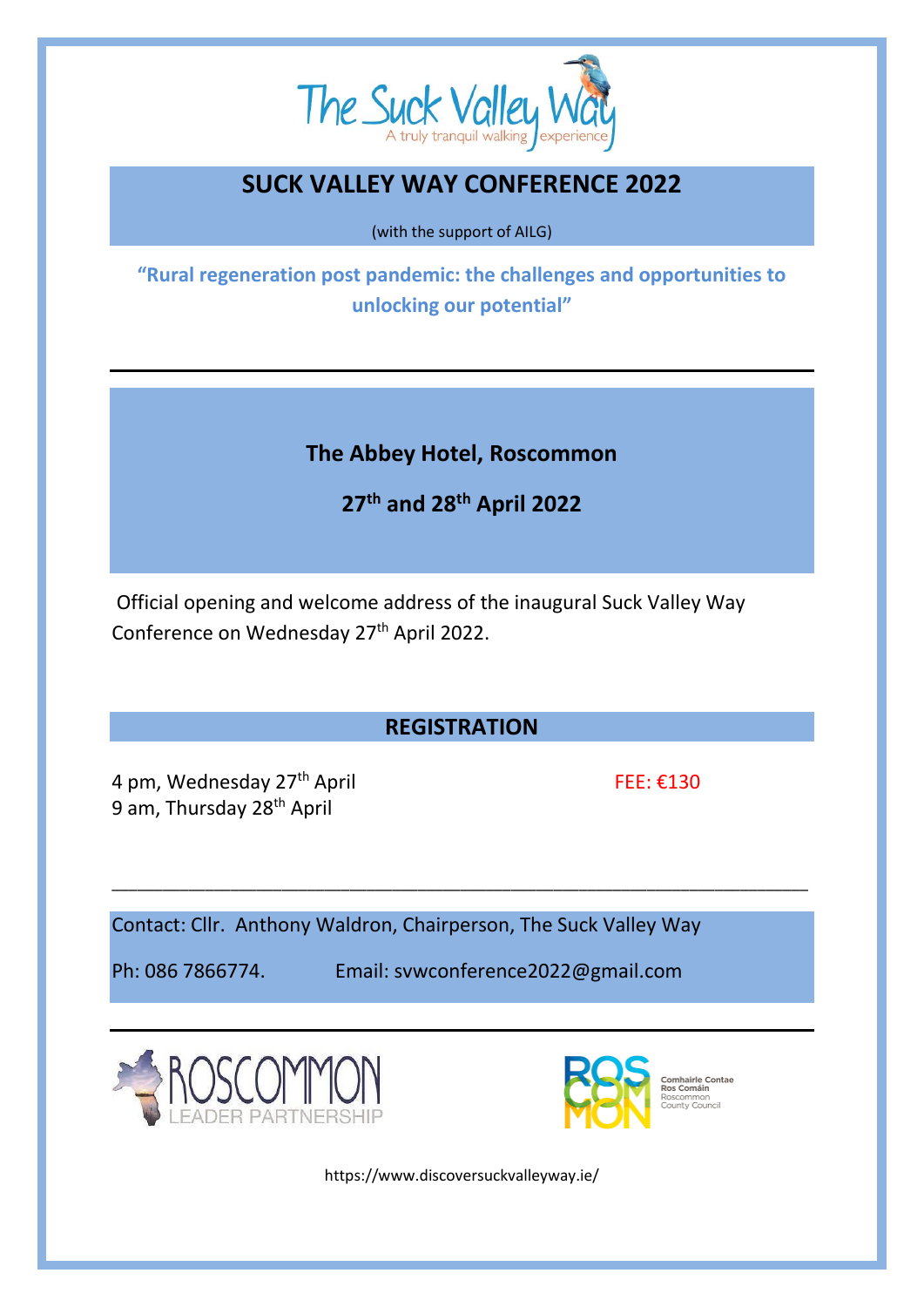The Suck Valley Way

A truly tranquil walking experience

# SUCK VALLEY WAY CONFERENCE 2022

(with the support of AILG)

**"Rural regeneration post pandemic: the challenges and opportunities to unlocking our potential"**

---

**The Abbey Hotel, Roscommon**

**27th and 28th April 2022**

Official opening and welcome address of the inaugural Suck Valley Way Conference on Wednesday 27th April 2022.

## REGISTRATION

4 pm, Wednesday 27th April
9 am, Thursday 28th April

FEE: €130

---

Contact: Cllr. Anthony Waldron, Chairperson, The Suck Valley Way

Ph: 086 7866774. Email: svwconference2022@gmail.com

---

ROSCOMMON LEADER PARTNERSHIP

ROS COM MON Comhairle Contae Ros Comáin Roscommon County Council

https://www.discoversuckvalleyway.ie/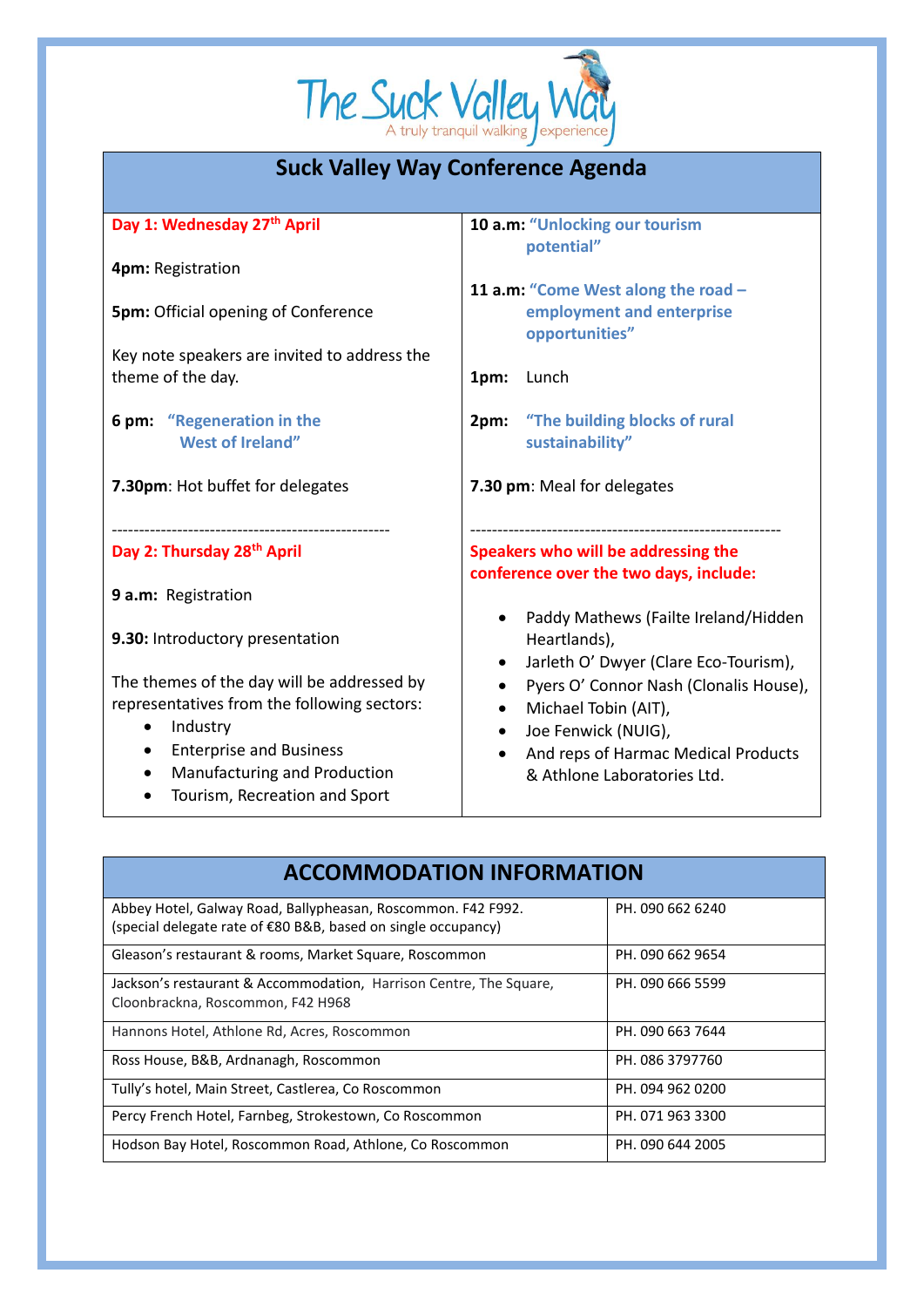The Suck Valley Way
A truly tranquil walking experience

# Suck Valley Way Conference Agenda

**Day 1: Wednesday 27th April**

**4pm:** Registration

**5pm:** Official opening of Conference

Key note speakers are invited to address the theme of the day.

**6 pm:** **"Regeneration in the West of Ireland"**

**7.30pm**: Hot buffet for delegates

---

**Day 2: Thursday 28th April**

**9 a.m:** Registration

**9.30:** Introductory presentation

The themes of the day will be addressed by representatives from the following sectors:

- Industry
- Enterprise and Business
- Manufacturing and Production
- Tourism, Recreation and Sport

**10 a.m:** **"Unlocking our tourism potential"**

**11 a.m:** **"Come West along the road – employment and enterprise opportunities"**

**1pm:** Lunch

**2pm:** **"The building blocks of rural sustainability"**

**7.30 pm**: Meal for delegates

---

**Speakers who will be addressing the conference over the two days, include:**

- Paddy Mathews (Failte Ireland/Hidden Heartlands),
- Jarleth O' Dwyer (Clare Eco-Tourism),
- Pyers O' Connor Nash (Clonalis House),
- Michael Tobin (AIT),
- Joe Fenwick (NUIG),
- And reps of Harmac Medical Products & Athlone Laboratories Ltd.

## ACCOMMODATION INFORMATION

| | |
|---|---|
| Abbey Hotel, Galway Road, Ballypheasan, Roscommon. F42 F992. (special delegate rate of €80 B&B, based on single occupancy) | PH. 090 662 6240 |
| Gleason's restaurant & rooms, Market Square, Roscommon | PH. 090 662 9654 |
| Jackson's restaurant & Accommodation, Harrison Centre, The Square, Cloonbrackna, Roscommon, F42 H968 | PH. 090 666 5599 |
| Hannons Hotel, Athlone Rd, Acres, Roscommon | PH. 090 663 7644 |
| Ross House, B&B, Ardnanagh, Roscommon | PH. 086 3797760 |
| Tully's hotel, Main Street, Castlerea, Co Roscommon | PH. 094 962 0200 |
| Percy French Hotel, Farnbeg, Strokestown, Co Roscommon | PH. 071 963 3300 |
| Hodson Bay Hotel, Roscommon Road, Athlone, Co Roscommon | PH. 090 644 2005 |